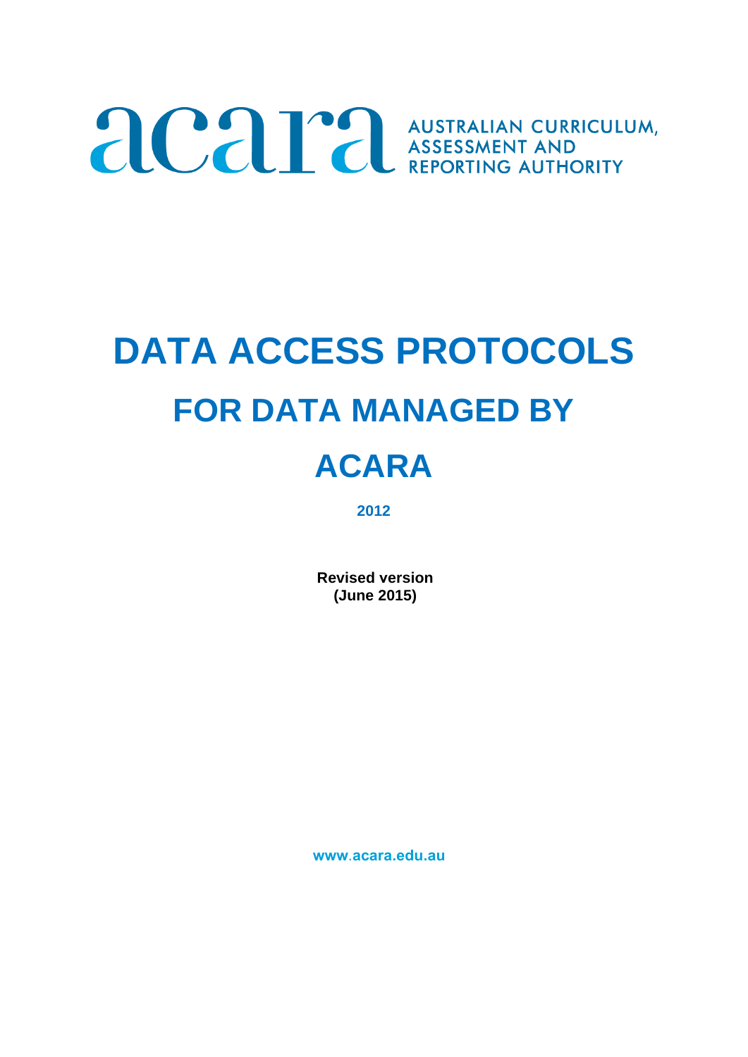acara AUSTRALIAN CURRICULUM, ASSESSMENT AND REPORTING AUTHORITY

# DATA ACCESS PROTOCOLS

## FOR DATA MANAGED BY

## ACARA

**2012**

**Revised version**
**(June 2015)**

www.acara.edu.au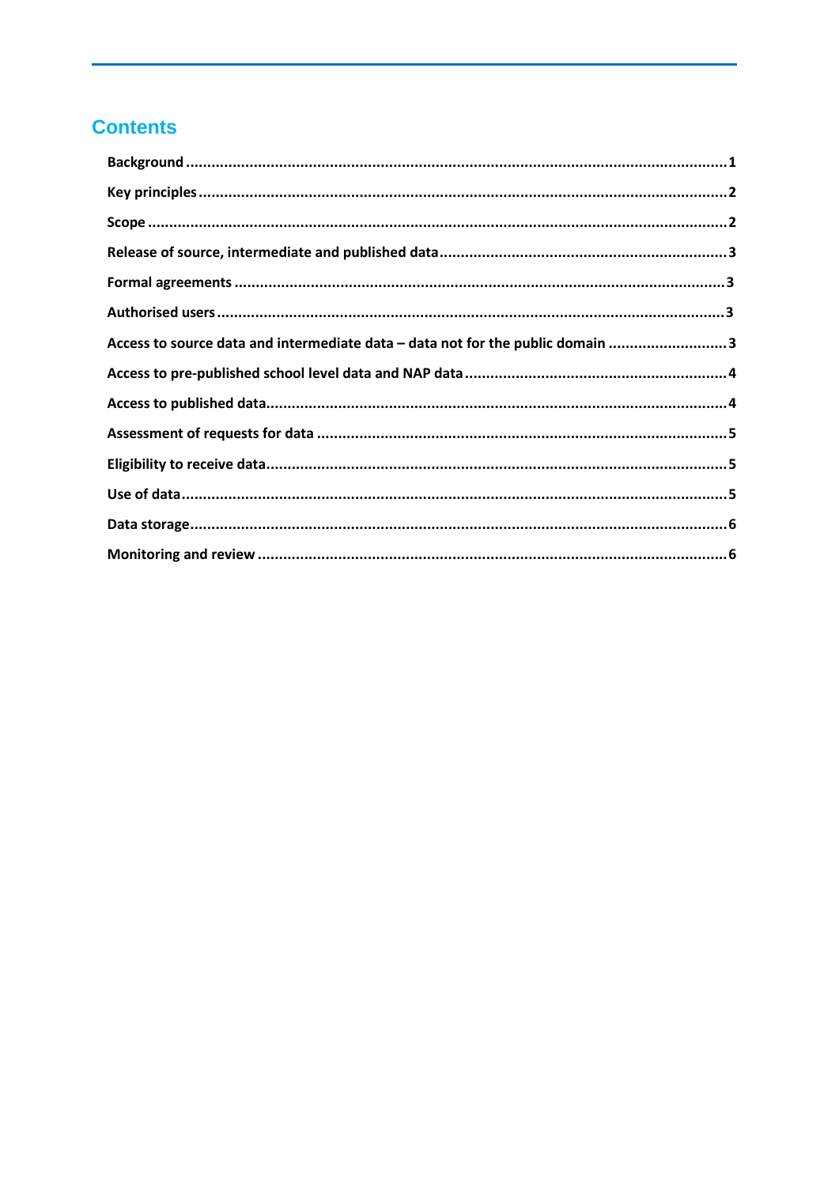## Contents

- **Background** ..... 1
- **Key principles** ..... 2
- **Scope** ..... 2
- **Release of source, intermediate and published data** ..... 3
- **Formal agreements** ..... 3
- **Authorised users** ..... 3
- **Access to source data and intermediate data – data not for the public domain** ..... 3
- **Access to pre-published school level data and NAP data** ..... 4
- **Access to published data** ..... 4
- **Assessment of requests for data** ..... 5
- **Eligibility to receive data** ..... 5
- **Use of data** ..... 5
- **Data storage** ..... 6
- **Monitoring and review** ..... 6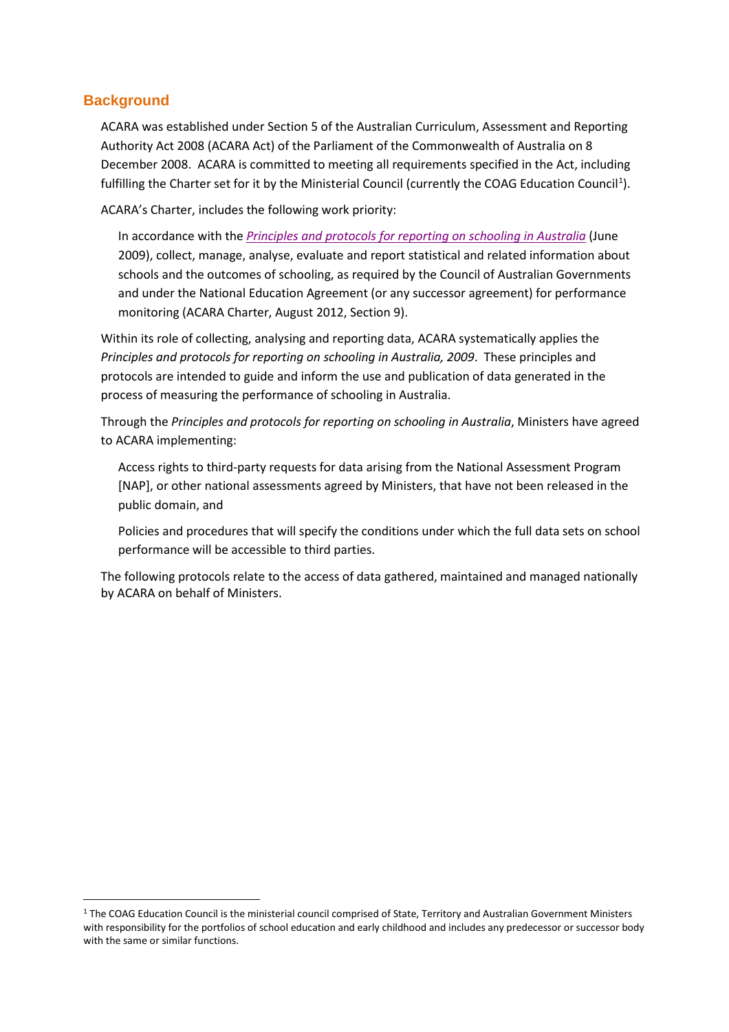## Background

ACARA was established under Section 5 of the Australian Curriculum, Assessment and Reporting Authority Act 2008 (ACARA Act) of the Parliament of the Commonwealth of Australia on 8 December 2008. ACARA is committed to meeting all requirements specified in the Act, including fulfilling the Charter set for it by the Ministerial Council (currently the COAG Education Council[1]).

ACARA's Charter, includes the following work priority:

> In accordance with the *Principles and protocols for reporting on schooling in Australia* (June 2009), collect, manage, analyse, evaluate and report statistical and related information about schools and the outcomes of schooling, as required by the Council of Australian Governments and under the National Education Agreement (or any successor agreement) for performance monitoring (ACARA Charter, August 2012, Section 9).

Within its role of collecting, analysing and reporting data, ACARA systematically applies the *Principles and protocols for reporting on schooling in Australia, 2009*. These principles and protocols are intended to guide and inform the use and publication of data generated in the process of measuring the performance of schooling in Australia.

Through the *Principles and protocols for reporting on schooling in Australia*, Ministers have agreed to ACARA implementing:

> Access rights to third-party requests for data arising from the National Assessment Program [NAP], or other national assessments agreed by Ministers, that have not been released in the public domain, and
>
> Policies and procedures that will specify the conditions under which the full data sets on school performance will be accessible to third parties.

The following protocols relate to the access of data gathered, maintained and managed nationally by ACARA on behalf of Ministers.

[1] The COAG Education Council is the ministerial council comprised of State, Territory and Australian Government Ministers with responsibility for the portfolios of school education and early childhood and includes any predecessor or successor body with the same or similar functions.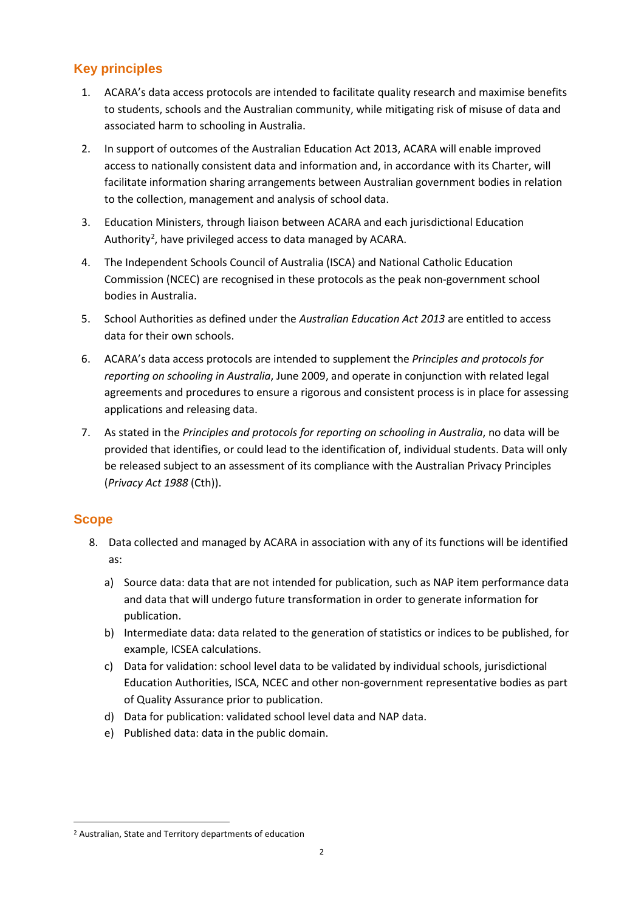## Key principles

1. ACARA's data access protocols are intended to facilitate quality research and maximise benefits to students, schools and the Australian community, while mitigating risk of misuse of data and associated harm to schooling in Australia.
2. In support of outcomes of the Australian Education Act 2013, ACARA will enable improved access to nationally consistent data and information and, in accordance with its Charter, will facilitate information sharing arrangements between Australian government bodies in relation to the collection, management and analysis of school data.
3. Education Ministers, through liaison between ACARA and each jurisdictional Education Authority[2], have privileged access to data managed by ACARA.
4. The Independent Schools Council of Australia (ISCA) and National Catholic Education Commission (NCEC) are recognised in these protocols as the peak non-government school bodies in Australia.
5. School Authorities as defined under the *Australian Education Act 2013* are entitled to access data for their own schools.
6. ACARA's data access protocols are intended to supplement the *Principles and protocols for reporting on schooling in Australia*, June 2009, and operate in conjunction with related legal agreements and procedures to ensure a rigorous and consistent process is in place for assessing applications and releasing data.
7. As stated in the *Principles and protocols for reporting on schooling in Australia*, no data will be provided that identifies, or could lead to the identification of, individual students. Data will only be released subject to an assessment of its compliance with the Australian Privacy Principles (*Privacy Act 1988* (Cth)).

## Scope

8. Data collected and managed by ACARA in association with any of its functions will be identified as:
   a) Source data: data that are not intended for publication, such as NAP item performance data and data that will undergo future transformation in order to generate information for publication.
   b) Intermediate data: data related to the generation of statistics or indices to be published, for example, ICSEA calculations.
   c) Data for validation: school level data to be validated by individual schools, jurisdictional Education Authorities, ISCA, NCEC and other non-government representative bodies as part of Quality Assurance prior to publication.
   d) Data for publication: validated school level data and NAP data.
   e) Published data: data in the public domain.

[2] Australian, State and Territory departments of education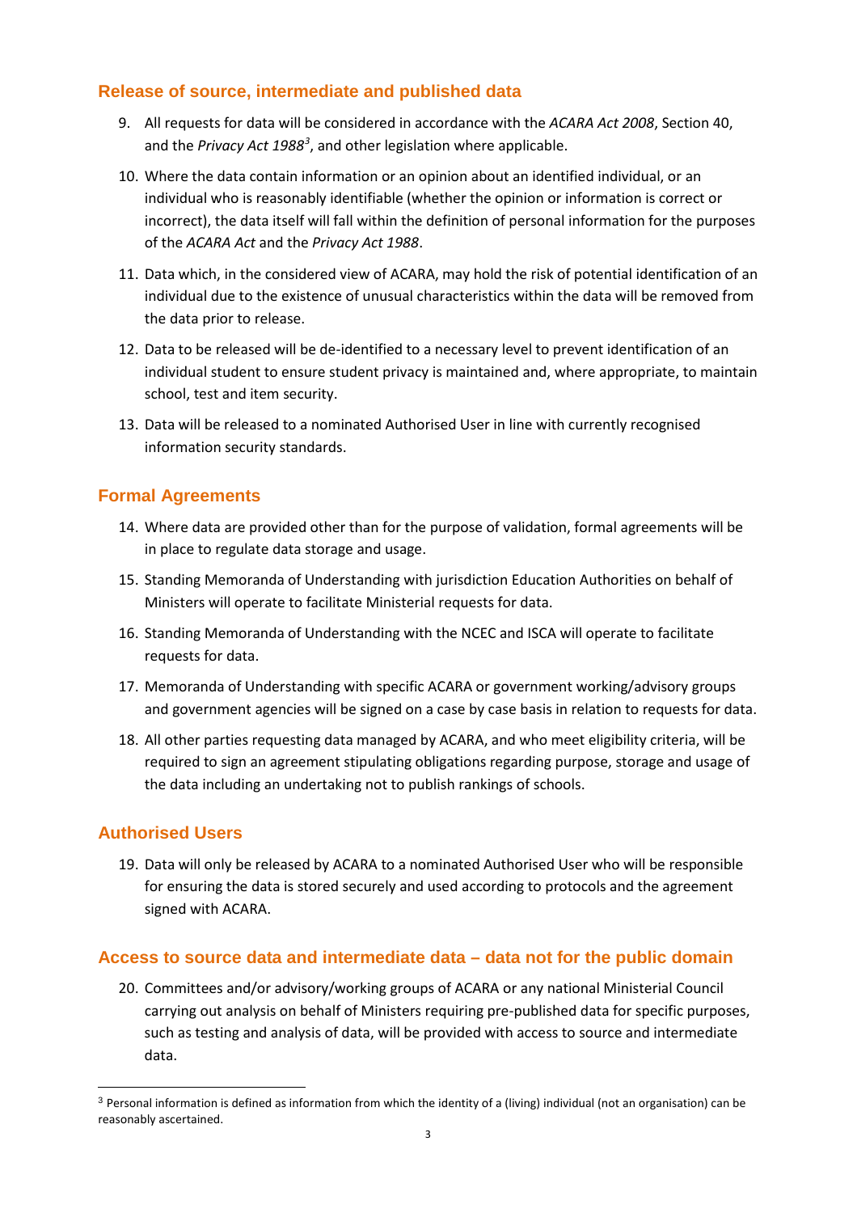## Release of source, intermediate and published data

9. All requests for data will be considered in accordance with the *ACARA Act 2008*, Section 40, and the *Privacy Act 1988*[3], and other legislation where applicable.

10. Where the data contain information or an opinion about an identified individual, or an individual who is reasonably identifiable (whether the opinion or information is correct or incorrect), the data itself will fall within the definition of personal information for the purposes of the *ACARA Act* and the *Privacy Act 1988*.

11. Data which, in the considered view of ACARA, may hold the risk of potential identification of an individual due to the existence of unusual characteristics within the data will be removed from the data prior to release.

12. Data to be released will be de-identified to a necessary level to prevent identification of an individual student to ensure student privacy is maintained and, where appropriate, to maintain school, test and item security.

13. Data will be released to a nominated Authorised User in line with currently recognised information security standards.

## Formal Agreements

14. Where data are provided other than for the purpose of validation, formal agreements will be in place to regulate data storage and usage.

15. Standing Memoranda of Understanding with jurisdiction Education Authorities on behalf of Ministers will operate to facilitate Ministerial requests for data.

16. Standing Memoranda of Understanding with the NCEC and ISCA will operate to facilitate requests for data.

17. Memoranda of Understanding with specific ACARA or government working/advisory groups and government agencies will be signed on a case by case basis in relation to requests for data.

18. All other parties requesting data managed by ACARA, and who meet eligibility criteria, will be required to sign an agreement stipulating obligations regarding purpose, storage and usage of the data including an undertaking not to publish rankings of schools.

## Authorised Users

19. Data will only be released by ACARA to a nominated Authorised User who will be responsible for ensuring the data is stored securely and used according to protocols and the agreement signed with ACARA.

## Access to source data and intermediate data – data not for the public domain

20. Committees and/or advisory/working groups of ACARA or any national Ministerial Council carrying out analysis on behalf of Ministers requiring pre-published data for specific purposes, such as testing and analysis of data, will be provided with access to source and intermediate data.

---

[3] Personal information is defined as information from which the identity of a (living) individual (not an organisation) can be reasonably ascertained.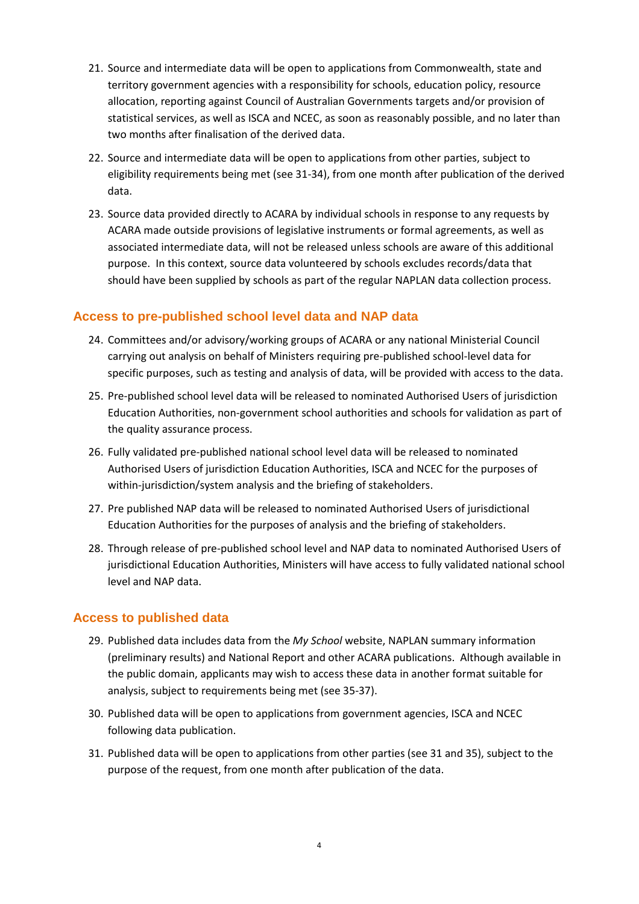21. Source and intermediate data will be open to applications from Commonwealth, state and territory government agencies with a responsibility for schools, education policy, resource allocation, reporting against Council of Australian Governments targets and/or provision of statistical services, as well as ISCA and NCEC, as soon as reasonably possible, and no later than two months after finalisation of the derived data.

22. Source and intermediate data will be open to applications from other parties, subject to eligibility requirements being met (see 31-34), from one month after publication of the derived data.

23. Source data provided directly to ACARA by individual schools in response to any requests by ACARA made outside provisions of legislative instruments or formal agreements, as well as associated intermediate data, will not be released unless schools are aware of this additional purpose. In this context, source data volunteered by schools excludes records/data that should have been supplied by schools as part of the regular NAPLAN data collection process.

## Access to pre-published school level data and NAP data

24. Committees and/or advisory/working groups of ACARA or any national Ministerial Council carrying out analysis on behalf of Ministers requiring pre-published school-level data for specific purposes, such as testing and analysis of data, will be provided with access to the data.

25. Pre-published school level data will be released to nominated Authorised Users of jurisdiction Education Authorities, non-government school authorities and schools for validation as part of the quality assurance process.

26. Fully validated pre-published national school level data will be released to nominated Authorised Users of jurisdiction Education Authorities, ISCA and NCEC for the purposes of within-jurisdiction/system analysis and the briefing of stakeholders.

27. Pre published NAP data will be released to nominated Authorised Users of jurisdictional Education Authorities for the purposes of analysis and the briefing of stakeholders.

28. Through release of pre-published school level and NAP data to nominated Authorised Users of jurisdictional Education Authorities, Ministers will have access to fully validated national school level and NAP data.

## Access to published data

29. Published data includes data from the *My School* website, NAPLAN summary information (preliminary results) and National Report and other ACARA publications. Although available in the public domain, applicants may wish to access these data in another format suitable for analysis, subject to requirements being met (see 35-37).

30. Published data will be open to applications from government agencies, ISCA and NCEC following data publication.

31. Published data will be open to applications from other parties (see 31 and 35), subject to the purpose of the request, from one month after publication of the data.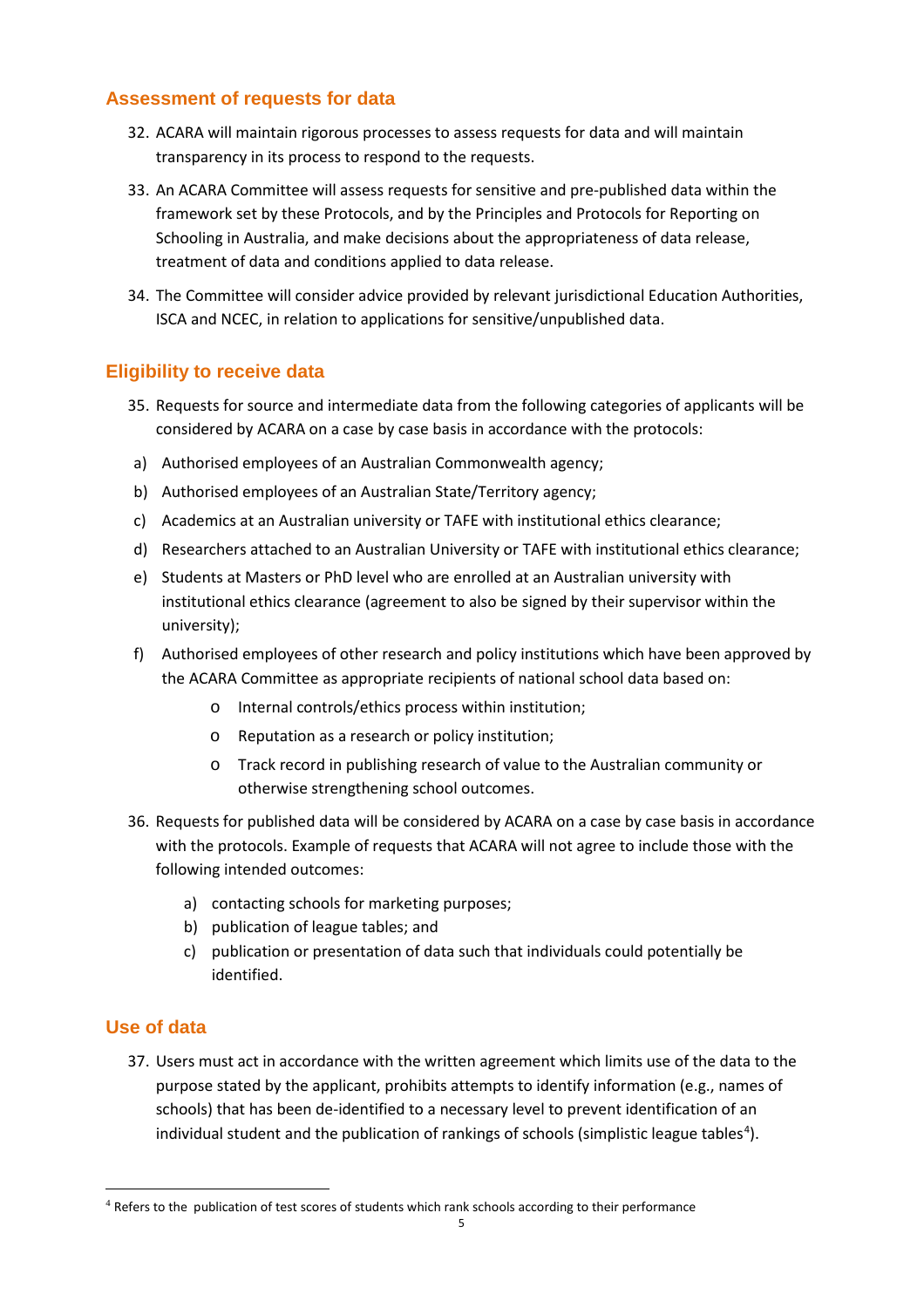## Assessment of requests for data

32. ACARA will maintain rigorous processes to assess requests for data and will maintain transparency in its process to respond to the requests.

33. An ACARA Committee will assess requests for sensitive and pre-published data within the framework set by these Protocols, and by the Principles and Protocols for Reporting on Schooling in Australia, and make decisions about the appropriateness of data release, treatment of data and conditions applied to data release.

34. The Committee will consider advice provided by relevant jurisdictional Education Authorities, ISCA and NCEC, in relation to applications for sensitive/unpublished data.

## Eligibility to receive data

35. Requests for source and intermediate data from the following categories of applicants will be considered by ACARA on a case by case basis in accordance with the protocols:

a) Authorised employees of an Australian Commonwealth agency;

b) Authorised employees of an Australian State/Territory agency;

c) Academics at an Australian university or TAFE with institutional ethics clearance;

d) Researchers attached to an Australian University or TAFE with institutional ethics clearance;

e) Students at Masters or PhD level who are enrolled at an Australian university with institutional ethics clearance (agreement to also be signed by their supervisor within the university);

f) Authorised employees of other research and policy institutions which have been approved by the ACARA Committee as appropriate recipients of national school data based on:
   - Internal controls/ethics process within institution;
   - Reputation as a research or policy institution;
   - Track record in publishing research of value to the Australian community or otherwise strengthening school outcomes.

36. Requests for published data will be considered by ACARA on a case by case basis in accordance with the protocols. Example of requests that ACARA will not agree to include those with the following intended outcomes:

    a) contacting schools for marketing purposes;
    b) publication of league tables; and
    c) publication or presentation of data such that individuals could potentially be identified.

## Use of data

37. Users must act in accordance with the written agreement which limits use of the data to the purpose stated by the applicant, prohibits attempts to identify information (e.g., names of schools) that has been de-identified to a necessary level to prevent identification of an individual student and the publication of rankings of schools (simplistic league tables[4]).

[4] Refers to the publication of test scores of students which rank schools according to their performance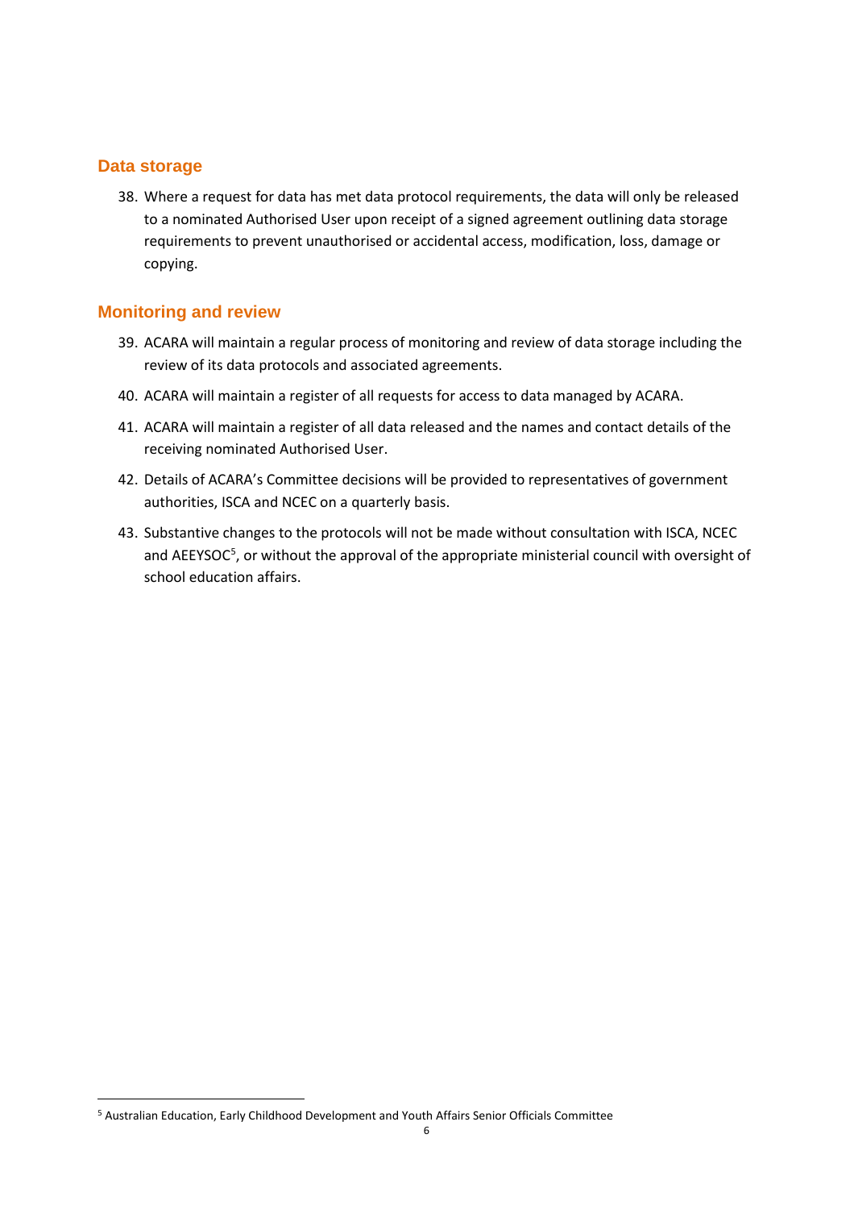## Data storage

38. Where a request for data has met data protocol requirements, the data will only be released to a nominated Authorised User upon receipt of a signed agreement outlining data storage requirements to prevent unauthorised or accidental access, modification, loss, damage or copying.

## Monitoring and review

39. ACARA will maintain a regular process of monitoring and review of data storage including the review of its data protocols and associated agreements.
40. ACARA will maintain a register of all requests for access to data managed by ACARA.
41. ACARA will maintain a register of all data released and the names and contact details of the receiving nominated Authorised User.
42. Details of ACARA's Committee decisions will be provided to representatives of government authorities, ISCA and NCEC on a quarterly basis.
43. Substantive changes to the protocols will not be made without consultation with ISCA, NCEC and AEEYSOC[5], or without the approval of the appropriate ministerial council with oversight of school education affairs.

---

[5] Australian Education, Early Childhood Development and Youth Affairs Senior Officials Committee